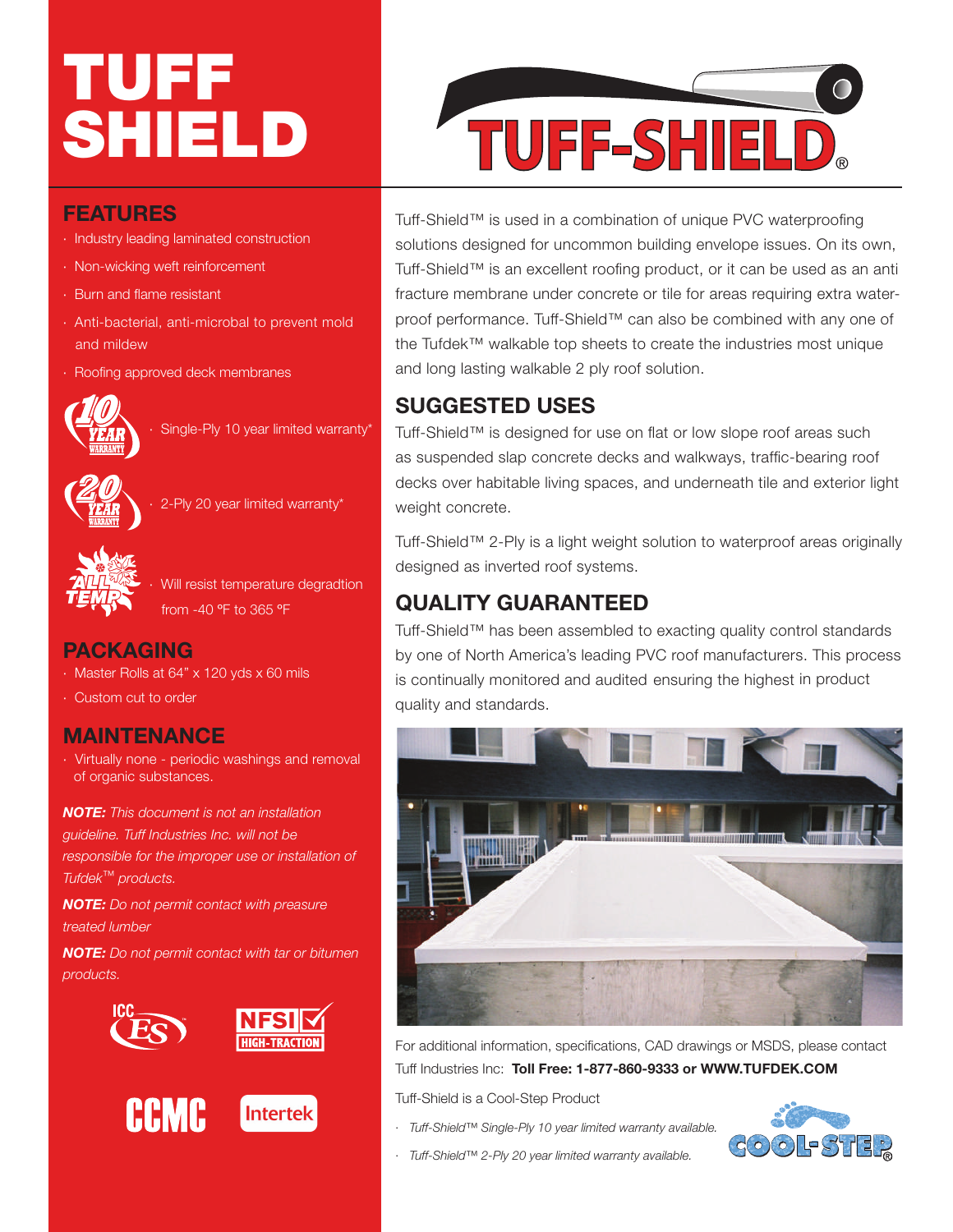# TUFF SHIELD

## FEATURES

- Industry leading laminated construction
- Non-wicking weft reinforcement
- Burn and flame resistant
- Anti-bacterial, anti-microbal to prevent mold and mildew
- Roofing approved deck membranes
- Single-Ply 10 year limited warranty*
- 2-Ply 20 year limited warranty*
- Will resist temperature degradtion from -40 °F to 365 °F

## PACKAGING

- Master Rolls at 64" x 120 yds x 60 mils
- Custom cut to order

## MAINTENANCE

- Virtually none - periodic washings and removal of organic substances.

***NOTE:*** *This document is not an installation guideline. Tuff Industries Inc. will not be responsible for the improper use or installation of Tufdek™ products.*

***NOTE:*** *Do not permit contact with preasure treated lumber*

***NOTE:*** *Do not permit contact with tar or bitumen products.*

TUFF-SHIELD®

Tuff-Shield™ is used in a combination of unique PVC waterproofing solutions designed for uncommon building envelope issues. On its own, Tuff-Shield™ is an excellent roofing product, or it can be used as an anti fracture membrane under concrete or tile for areas requiring extra waterproof performance. Tuff-Shield™ can also be combined with any one of the Tufdek™ walkable top sheets to create the industries most unique and long lasting walkable 2 ply roof solution.

## SUGGESTED USES

Tuff-Shield™ is designed for use on flat or low slope roof areas such as suspended slap concrete decks and walkways, traffic-bearing roof decks over habitable living spaces, and underneath tile and exterior light weight concrete.

Tuff-Shield™ 2-Ply is a light weight solution to waterproof areas originally designed as inverted roof systems.

## QUALITY GUARANTEED

Tuff-Shield™ has been assembled to exacting quality control standards by one of North America's leading PVC roof manufacturers. This process is continually monitored and audited ensuring the highest in product quality and standards.

For additional information, specifications, CAD drawings or MSDS, please contact Tuff Industries Inc: **Toll Free: 1-877-860-9333 or WWW.TUFDEK.COM**

Tuff-Shield is a Cool-Step Product

- *Tuff-Shield™ Single-Ply 10 year limited warranty available.*
- *Tuff-Shield™ 2-Ply 20 year limited warranty available.*